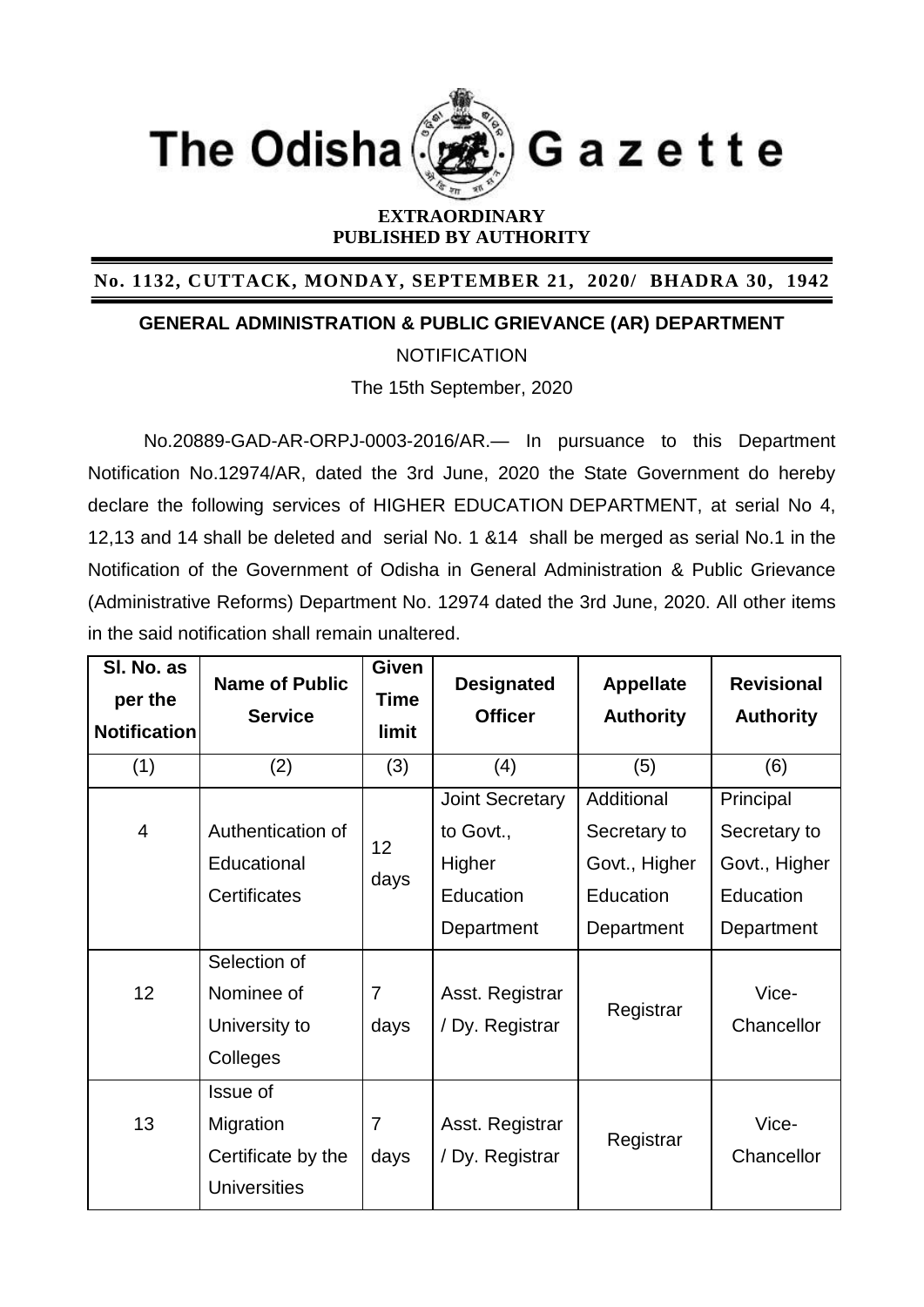# The Odisha Gazette

**EXTRAORDINARY**
**PUBLISHED BY AUTHORITY**

**No. 1132, CUTTACK, MONDAY, SEPTEMBER 21, 2020/ BHADRA 30, 1942**

## GENERAL ADMINISTRATION & PUBLIC GRIEVANCE (AR) DEPARTMENT

NOTIFICATION

The 15th September, 2020

No.20889-GAD-AR-ORPJ-0003-2016/AR.— In pursuance to this Department Notification No.12974/AR, dated the 3rd June, 2020 the State Government do hereby declare the following services of HIGHER EDUCATION DEPARTMENT, at serial No 4, 12,13 and 14 shall be deleted and serial No. 1 &14 shall be merged as serial No.1 in the Notification of the Government of Odisha in General Administration & Public Grievance (Administrative Reforms) Department No. 12974 dated the 3rd June, 2020. All other items in the said notification shall remain unaltered.

| Sl. No. as per the Notification | Name of Public Service | Given Time limit | Designated Officer | Appellate Authority | Revisional Authority |
|---|---|---|---|---|---|
| (1) | (2) | (3) | (4) | (5) | (6) |
| 4 | Authentication of Educational Certificates | 12 days | Joint Secretary to Govt., Higher Education Department | Additional Secretary to Govt., Higher Education Department | Principal Secretary to Govt., Higher Education Department |
| 12 | Selection of Nominee of University to Colleges | 7 days | Asst. Registrar / Dy. Registrar | Registrar | Vice-Chancellor |
| 13 | Issue of Migration Certificate by the Universities | 7 days | Asst. Registrar / Dy. Registrar | Registrar | Vice-Chancellor |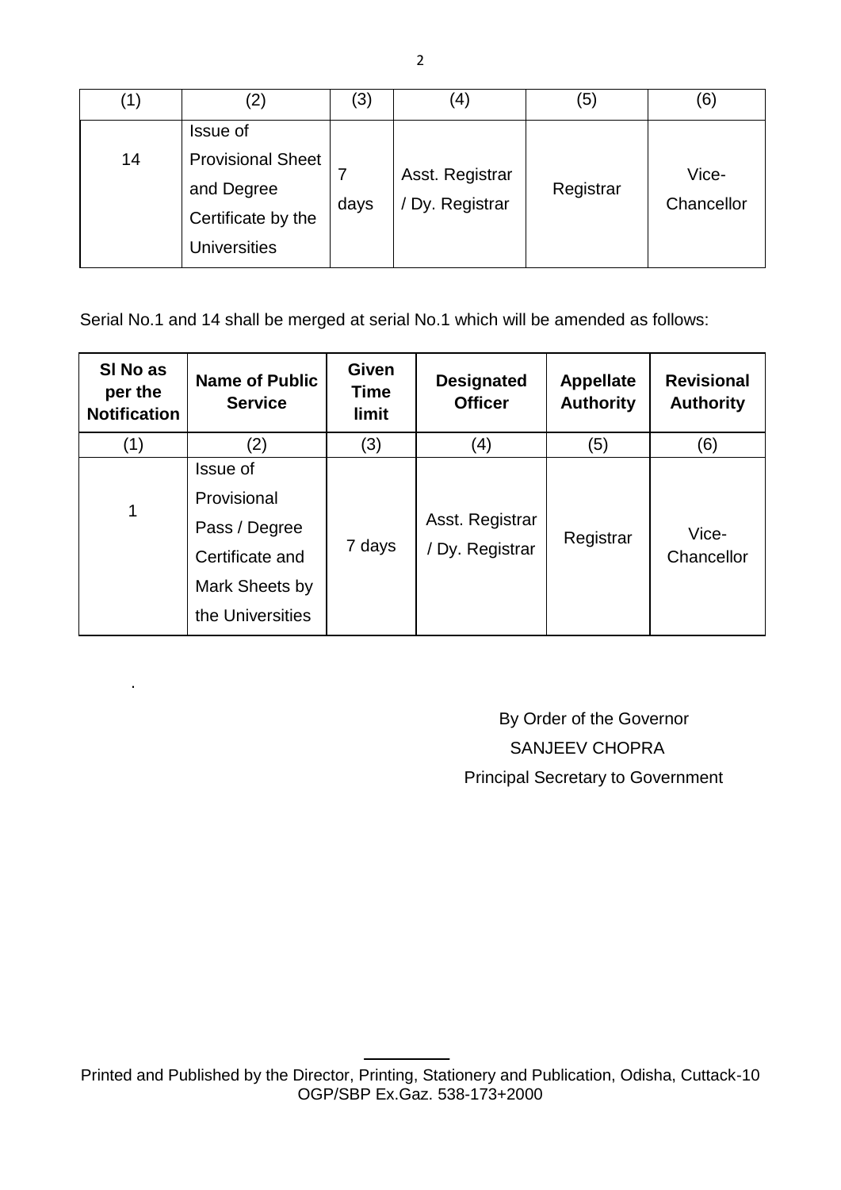| (1) | (2) | (3) | (4) | (5) | (6) |
|---|---|---|---|---|---|
| 14 | Issue of Provisional Sheet and Degree Certificate by the Universities | 7 days | Asst. Registrar / Dy. Registrar | Registrar | Vice-Chancellor |

Serial No.1 and 14 shall be merged at serial No.1 which will be amended as follows:

| Sl No as per the Notification | Name of Public Service | Given Time limit | Designated Officer | Appellate Authority | Revisional Authority |
|---|---|---|---|---|---|
| (1) | (2) | (3) | (4) | (5) | (6) |
| 1 | Issue of Provisional Pass / Degree Certificate and Mark Sheets by the Universities | 7 days | Asst. Registrar / Dy. Registrar | Registrar | Vice-Chancellor |

.

By Order of the Governor

SANJEEV CHOPRA

Principal Secretary to Government

Printed and Published by the Director, Printing, Stationery and Publication, Odisha, Cuttack-10
OGP/SBP Ex.Gaz. 538-173+2000